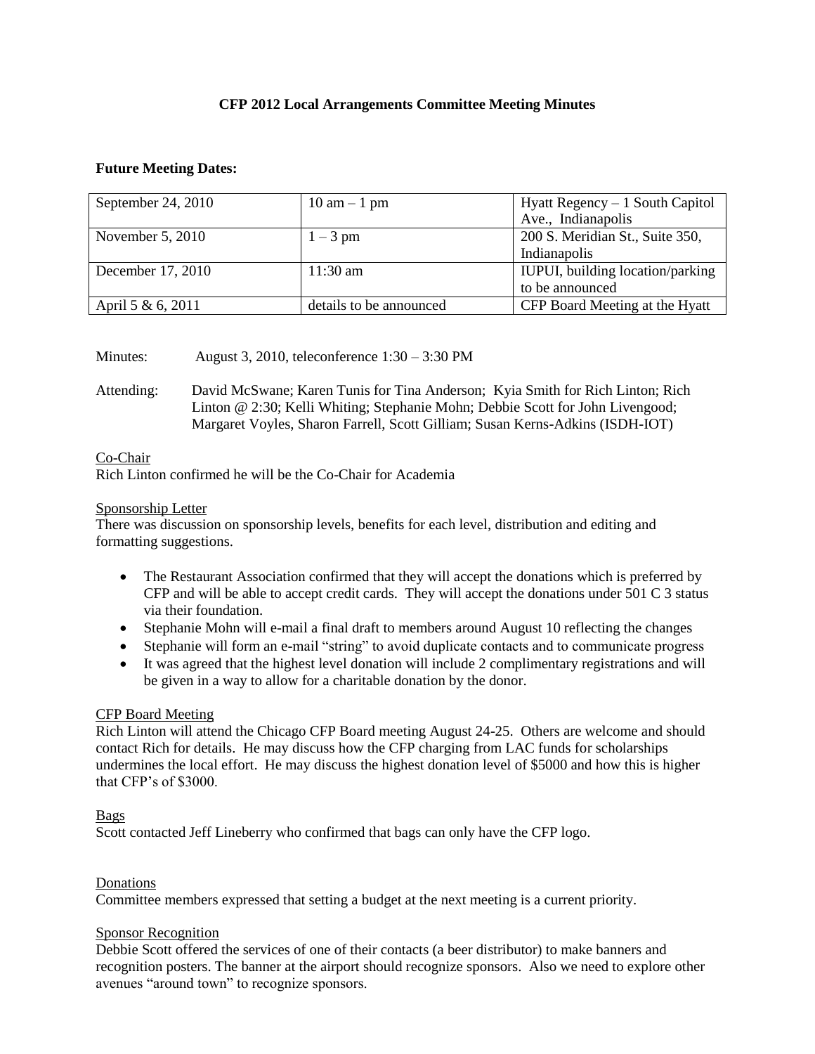**CFP 2012 Local Arrangements Committee Meeting Minutes**

**Future Meeting Dates:**

| | | |
|---|---|---|
| September 24, 2010 | 10 am – 1 pm | Hyatt Regency – 1 South Capitol Ave., Indianapolis |
| November 5, 2010 | 1 – 3 pm | 200 S. Meridian St., Suite 350, Indianapolis |
| December 17, 2010 | 11:30 am | IUPUI, building location/parking to be announced |
| April 5 & 6, 2011 | details to be announced | CFP Board Meeting at the Hyatt |

Minutes: August 3, 2010, teleconference 1:30 – 3:30 PM

Attending: David McSwane; Karen Tunis for Tina Anderson; Kyia Smith for Rich Linton; Rich Linton @ 2:30; Kelli Whiting; Stephanie Mohn; Debbie Scott for John Livengood; Margaret Voyles, Sharon Farrell, Scott Gilliam; Susan Kerns-Adkins (ISDH-IOT)

Co-Chair

Rich Linton confirmed he will be the Co-Chair for Academia

Sponsorship Letter

There was discussion on sponsorship levels, benefits for each level, distribution and editing and formatting suggestions.

- The Restaurant Association confirmed that they will accept the donations which is preferred by CFP and will be able to accept credit cards. They will accept the donations under 501 C 3 status via their foundation.
- Stephanie Mohn will e-mail a final draft to members around August 10 reflecting the changes
- Stephanie will form an e-mail "string" to avoid duplicate contacts and to communicate progress
- It was agreed that the highest level donation will include 2 complimentary registrations and will be given in a way to allow for a charitable donation by the donor.

CFP Board Meeting

Rich Linton will attend the Chicago CFP Board meeting August 24-25. Others are welcome and should contact Rich for details. He may discuss how the CFP charging from LAC funds for scholarships undermines the local effort. He may discuss the highest donation level of $5000 and how this is higher that CFP's of $3000.

Bags

Scott contacted Jeff Lineberry who confirmed that bags can only have the CFP logo.

Donations

Committee members expressed that setting a budget at the next meeting is a current priority.

Sponsor Recognition

Debbie Scott offered the services of one of their contacts (a beer distributor) to make banners and recognition posters. The banner at the airport should recognize sponsors. Also we need to explore other avenues "around town" to recognize sponsors.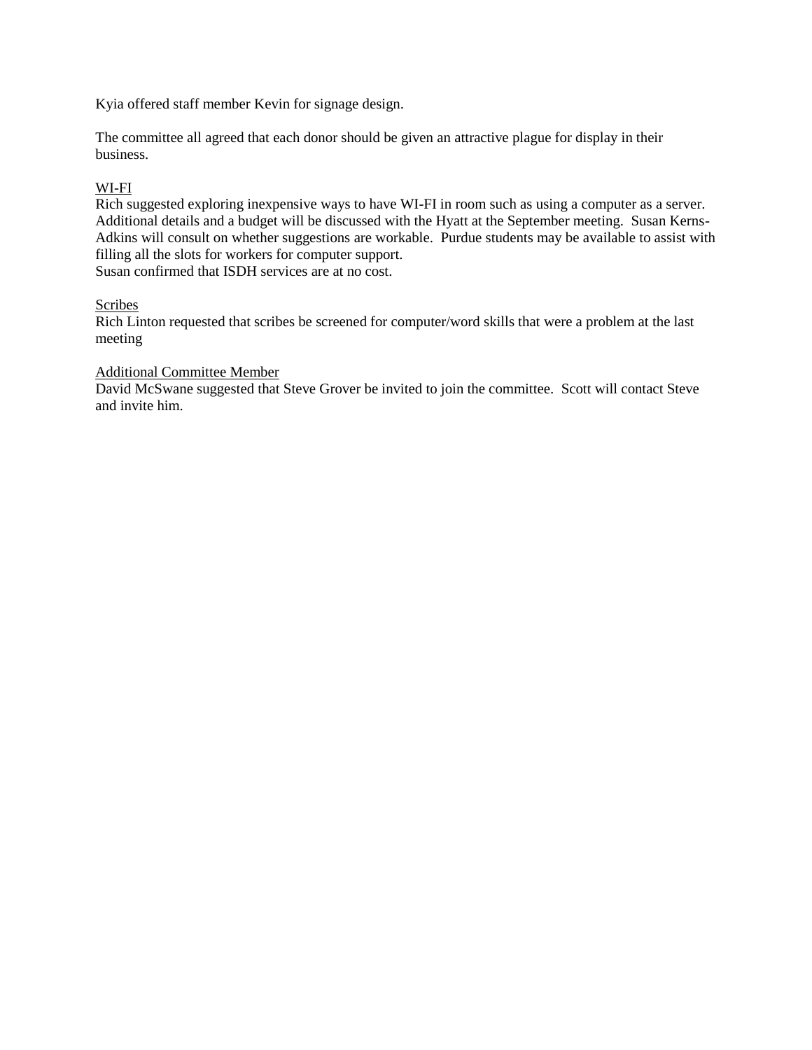Kyia offered staff member Kevin for signage design.

The committee all agreed that each donor should be given an attractive plague for display in their business.

<u>WI-FI</u>

Rich suggested exploring inexpensive ways to have WI-FI in room such as using a computer as a server. Additional details and a budget will be discussed with the Hyatt at the September meeting. Susan Kerns-Adkins will consult on whether suggestions are workable. Purdue students may be available to assist with filling all the slots for workers for computer support.
Susan confirmed that ISDH services are at no cost.

<u>Scribes</u>

Rich Linton requested that scribes be screened for computer/word skills that were a problem at the last meeting

<u>Additional Committee Member</u>

David McSwane suggested that Steve Grover be invited to join the committee. Scott will contact Steve and invite him.